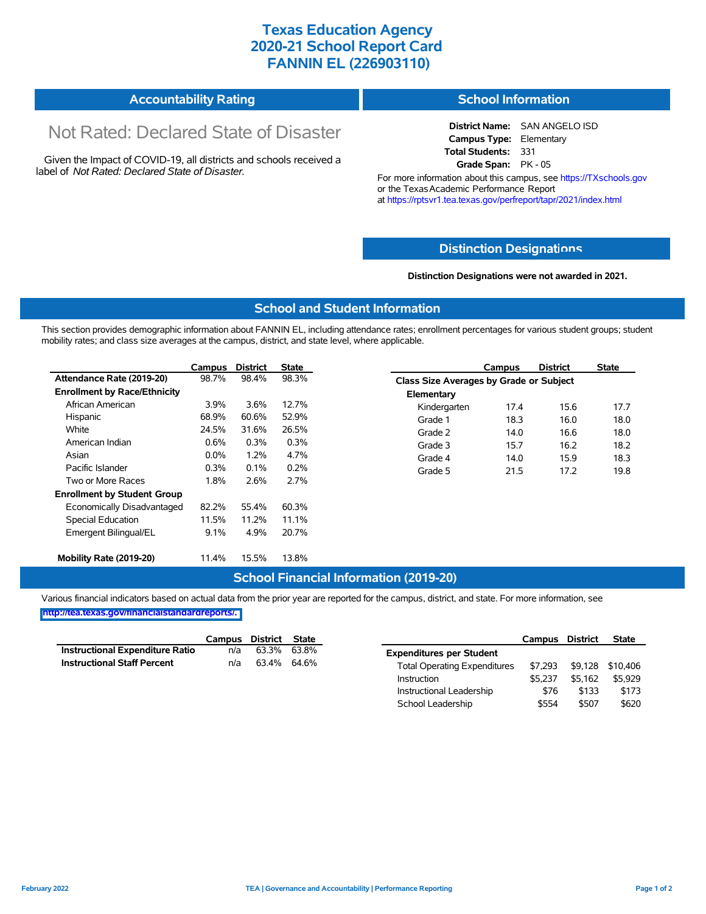# Texas Education Agency
# 2020-21 School Report Card
# FANNIN EL (226903110)

## Accountability Rating

Not Rated: Declared State of Disaster

Given the Impact of COVID-19, all districts and schools received a label of *Not Rated: Declared State of Disaster*.

## School Information

**District Name:** SAN ANGELO ISD
**Campus Type:** Elementary
**Total Students:** 331
**Grade Span:** PK - 05

For more information about this campus, see https://TXschools.gov or the Texas Academic Performance Report at https://rptsvr1.tea.texas.gov/perfreport/tapr/2021/index.html

## Distinction Designations

**Distinction Designations were not awarded in 2021.**

## School and Student Information

This section provides demographic information about FANNIN EL, including attendance rates; enrollment percentages for various student groups; student mobility rates; and class size averages at the campus, district, and state level, where applicable.

| | Campus | District | State |
|---|---|---|---|
| **Attendance Rate (2019-20)** | 98.7% | 98.4% | 98.3% |
| **Enrollment by Race/Ethnicity** | | | |
| African American | 3.9% | 3.6% | 12.7% |
| Hispanic | 68.9% | 60.6% | 52.9% |
| White | 24.5% | 31.6% | 26.5% |
| American Indian | 0.6% | 0.3% | 0.3% |
| Asian | 0.0% | 1.2% | 4.7% |
| Pacific Islander | 0.3% | 0.1% | 0.2% |
| Two or More Races | 1.8% | 2.6% | 2.7% |
| **Enrollment by Student Group** | | | |
| Economically Disadvantaged | 82.2% | 55.4% | 60.3% |
| Special Education | 11.5% | 11.2% | 11.1% |
| Emergent Bilingual/EL | 9.1% | 4.9% | 20.7% |
| **Mobility Rate (2019-20)** | 11.4% | 15.5% | 13.8% |

| | Campus | District | State |
|---|---|---|---|
| **Class Size Averages by Grade or Subject** | | | |
| **Elementary** | | | |
| Kindergarten | 17.4 | 15.6 | 17.7 |
| Grade 1 | 18.3 | 16.0 | 18.0 |
| Grade 2 | 14.0 | 16.6 | 18.0 |
| Grade 3 | 15.7 | 16.2 | 18.2 |
| Grade 4 | 14.0 | 15.9 | 18.3 |
| Grade 5 | 21.5 | 17.2 | 19.8 |

## School Financial Information (2019-20)

Various financial indicators based on actual data from the prior year are reported for the campus, district, and state. For more information, see http://tea.texas.gov/financialstandardreports/.

| | Campus | District | State |
|---|---|---|---|
| **Instructional Expenditure Ratio** | n/a | 63.3% | 63.8% |
| **Instructional Staff Percent** | n/a | 63.4% | 64.6% |

| | Campus | District | State |
|---|---|---|---|
| **Expenditures per Student** | | | |
| Total Operating Expenditures | $7,293 | $9,128 | $10,406 |
| Instruction | $5,237 | $5,162 | $5,929 |
| Instructional Leadership | $76 | $133 | $173 |
| School Leadership | $554 | $507 | $620 |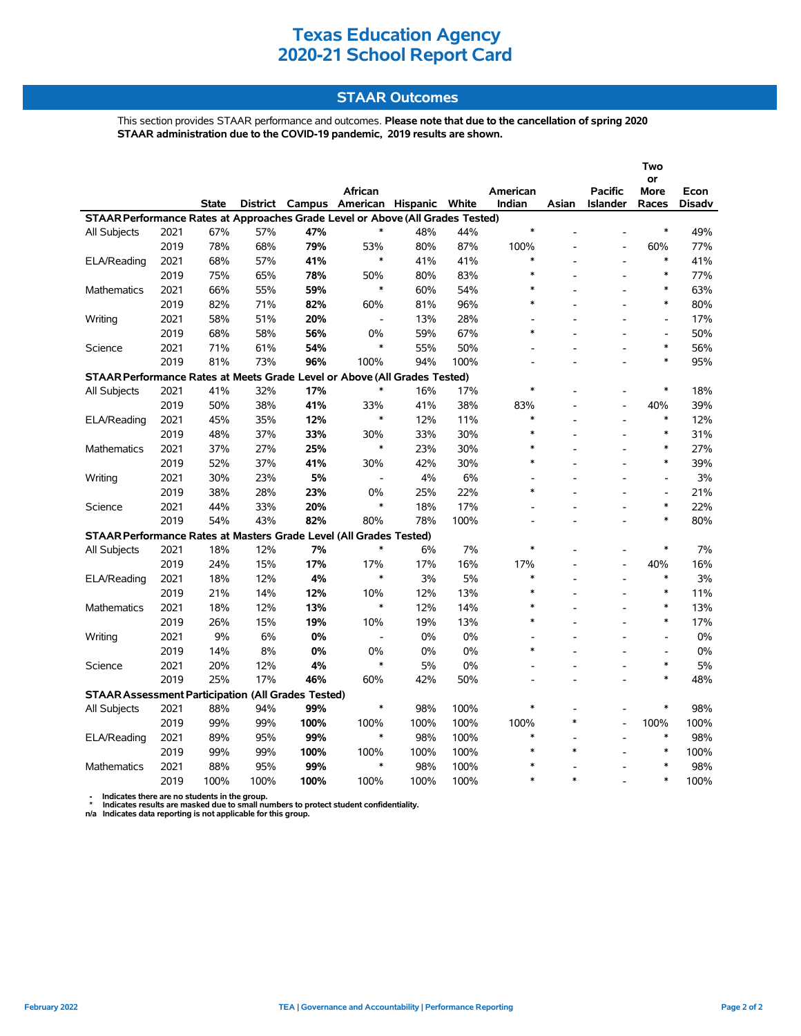# Texas Education Agency
# 2020-21 School Report Card

## STAAR Outcomes

This section provides STAAR performance and outcomes. **Please note that due to the cancellation of spring 2020 STAAR administration due to the COVID-19 pandemic, 2019 results are shown.**

| | | State | District | Campus | African American | Hispanic | White | American Indian | Asian | Pacific Islander | Two or More Races | Econ Disadv |
|---|---|---|---|---|---|---|---|---|---|---|---|---|
| **STAAR Performance Rates at Approaches Grade Level or Above (All Grades Tested)** | | | | | | | | | | | | |
| All Subjects | 2021 | 67% | 57% | **47%** | * | 48% | 44% | * | - | - | * | 49% |
| | 2019 | 78% | 68% | **79%** | 53% | 80% | 87% | 100% | - | - | 60% | 77% |
| ELA/Reading | 2021 | 68% | 57% | **41%** | * | 41% | 41% | * | - | - | * | 41% |
| | 2019 | 75% | 65% | **78%** | 50% | 80% | 83% | * | - | - | * | 77% |
| Mathematics | 2021 | 66% | 55% | **59%** | * | 60% | 54% | * | - | - | * | 63% |
| | 2019 | 82% | 71% | **82%** | 60% | 81% | 96% | * | - | - | * | 80% |
| Writing | 2021 | 58% | 51% | **20%** | - | 13% | 28% | - | - | - | - | 17% |
| | 2019 | 68% | 58% | **56%** | 0% | 59% | 67% | * | - | - | - | 50% |
| Science | 2021 | 71% | 61% | **54%** | * | 55% | 50% | - | - | - | * | 56% |
| | 2019 | 81% | 73% | **96%** | 100% | 94% | 100% | - | - | - | * | 95% |
| **STAAR Performance Rates at Meets Grade Level or Above (All Grades Tested)** | | | | | | | | | | | | |
| All Subjects | 2021 | 41% | 32% | **17%** | * | 16% | 17% | * | - | - | * | 18% |
| | 2019 | 50% | 38% | **41%** | 33% | 41% | 38% | 83% | - | - | 40% | 39% |
| ELA/Reading | 2021 | 45% | 35% | **12%** | * | 12% | 11% | * | - | - | * | 12% |
| | 2019 | 48% | 37% | **33%** | 30% | 33% | 30% | * | - | - | * | 31% |
| Mathematics | 2021 | 37% | 27% | **25%** | * | 23% | 30% | * | - | - | * | 27% |
| | 2019 | 52% | 37% | **41%** | 30% | 42% | 30% | * | - | - | * | 39% |
| Writing | 2021 | 30% | 23% | **5%** | - | 4% | 6% | - | - | - | - | 3% |
| | 2019 | 38% | 28% | **23%** | 0% | 25% | 22% | * | - | - | - | 21% |
| Science | 2021 | 44% | 33% | **20%** | * | 18% | 17% | - | - | - | * | 22% |
| | 2019 | 54% | 43% | **82%** | 80% | 78% | 100% | - | - | - | * | 80% |
| **STAAR Performance Rates at Masters Grade Level (All Grades Tested)** | | | | | | | | | | | | |
| All Subjects | 2021 | 18% | 12% | **7%** | * | 6% | 7% | * | - | - | * | 7% |
| | 2019 | 24% | 15% | **17%** | 17% | 17% | 16% | 17% | - | - | 40% | 16% |
| ELA/Reading | 2021 | 18% | 12% | **4%** | * | 3% | 5% | * | - | - | * | 3% |
| | 2019 | 21% | 14% | **12%** | 10% | 12% | 13% | * | - | - | * | 11% |
| Mathematics | 2021 | 18% | 12% | **13%** | * | 12% | 14% | * | - | - | * | 13% |
| | 2019 | 26% | 15% | **19%** | 10% | 19% | 13% | * | - | - | * | 17% |
| Writing | 2021 | 9% | 6% | **0%** | - | 0% | 0% | - | - | - | - | 0% |
| | 2019 | 14% | 8% | **0%** | 0% | 0% | 0% | * | - | - | - | 0% |
| Science | 2021 | 20% | 12% | **4%** | * | 5% | 0% | - | - | - | * | 5% |
| | 2019 | 25% | 17% | **46%** | 60% | 42% | 50% | - | - | - | * | 48% |
| **STAAR Assessment Participation (All Grades Tested)** | | | | | | | | | | | | |
| All Subjects | 2021 | 88% | 94% | **99%** | * | 98% | 100% | * | - | - | * | 98% |
| | 2019 | 99% | 99% | **100%** | 100% | 100% | 100% | 100% | * | - | 100% | 100% |
| ELA/Reading | 2021 | 89% | 95% | **99%** | * | 98% | 100% | * | - | - | * | 98% |
| | 2019 | 99% | 99% | **100%** | 100% | 100% | 100% | * | * | - | * | 100% |
| Mathematics | 2021 | 88% | 95% | **99%** | * | 98% | 100% | * | - | - | * | 98% |
| | 2019 | 100% | 100% | **100%** | 100% | 100% | 100% | * | * | - | * | 100% |

- Indicates there are no students in the group.
\* Indicates results are masked due to small numbers to protect student confidentiality.
n/a Indicates data reporting is not applicable for this group.